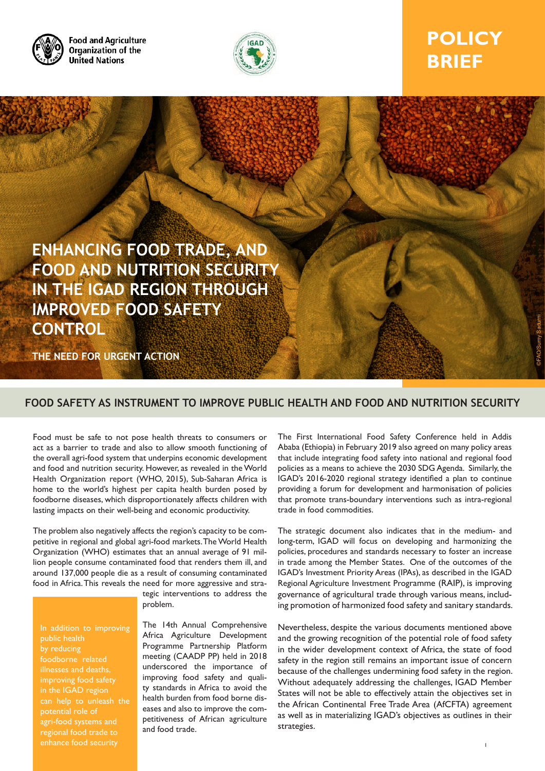Food and Agriculture Organization of the United Nations

POLICY BRIEF

# ENHANCING FOOD TRADE, AND FOOD AND NUTRITION SECURITY IN THE IGAD REGION THROUGH IMPROVED FOOD SAFETY CONTROL

THE NEED FOR URGENT ACTION

©FAO/Sumy Sadurni

## FOOD SAFETY AS INSTRUMENT TO IMPROVE PUBLIC HEALTH AND FOOD AND NUTRITION SECURITY

Food must be safe to not pose health threats to consumers or act as a barrier to trade and also to allow smooth functioning of the overall agri-food system that underpins economic development and food and nutrition security. However, as revealed in the World Health Organization report (WHO, 2015), Sub-Saharan Africa is home to the world's highest per capita health burden posed by foodborne diseases, which disproportionately affects children with lasting impacts on their well-being and economic productivity.

The problem also negatively affects the region's capacity to be competitive in regional and global agri-food markets. The World Health Organization (WHO) estimates that an annual average of 91 million people consume contaminated food that renders them ill, and around 137,000 people die as a result of consuming contaminated food in Africa. This reveals the need for more aggressive and strategic interventions to address the problem.

> In addition to improving public health by reducing foodborne related illnesses and deaths, improving food safety in the IGAD region can help to unleash the potential role of agri-food systems and regional food trade to enhance food security

The 14th Annual Comprehensive Africa Agriculture Development Programme Partnership Platform meeting (CAADP PP) held in 2018 underscored the importance of improving food safety and quality standards in Africa to avoid the health burden from food borne diseases and also to improve the competitiveness of African agriculture and food trade.

The First International Food Safety Conference held in Addis Ababa (Ethiopia) in February 2019 also agreed on many policy areas that include integrating food safety into national and regional food policies as a means to achieve the 2030 SDG Agenda. Similarly, the IGAD's 2016-2020 regional strategy identified a plan to continue providing a forum for development and harmonisation of policies that promote trans-boundary interventions such as intra-regional trade in food commodities.

The strategic document also indicates that in the medium- and long-term, IGAD will focus on developing and harmonizing the policies, procedures and standards necessary to foster an increase in trade among the Member States. One of the outcomes of the IGAD's Investment Priority Areas (IPAs), as described in the IGAD Regional Agriculture Investment Programme (RAIP), is improving governance of agricultural trade through various means, including promotion of harmonized food safety and sanitary standards.

Nevertheless, despite the various documents mentioned above and the growing recognition of the potential role of food safety in the wider development context of Africa, the state of food safety in the region still remains an important issue of concern because of the challenges undermining food safety in the region. Without adequately addressing the challenges, IGAD Member States will not be able to effectively attain the objectives set in the African Continental Free Trade Area (AfCFTA) agreement as well as in materializing IGAD's objectives as outlines in their strategies.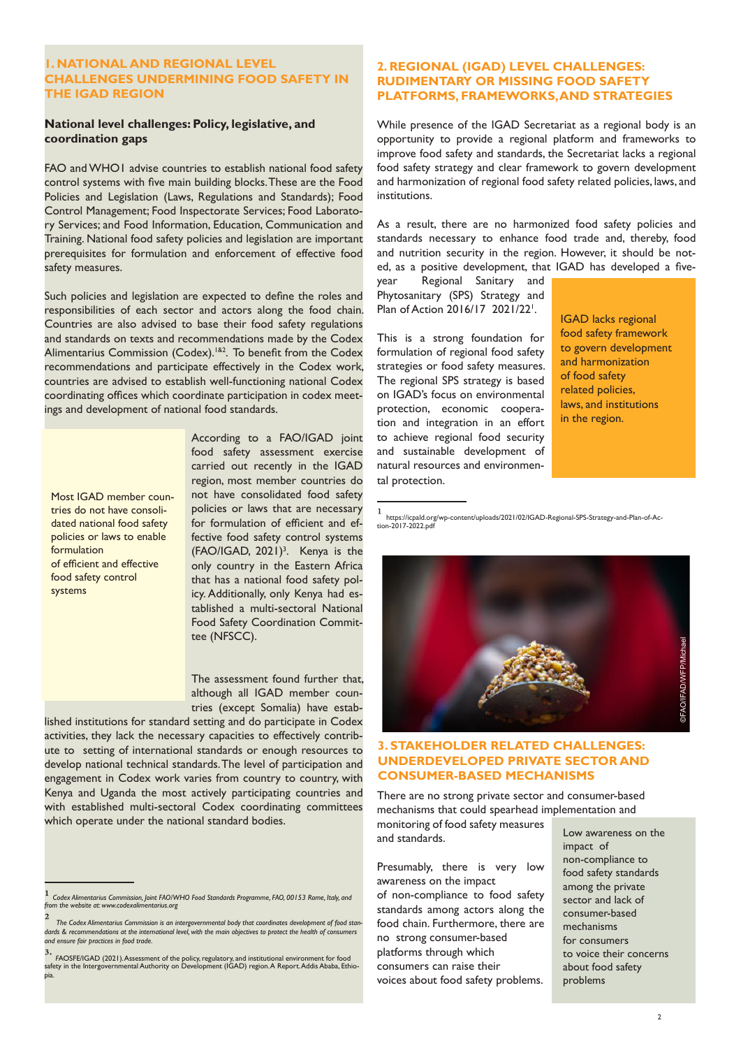## 1. NATIONAL AND REGIONAL LEVEL CHALLENGES UNDERMINING FOOD SAFETY IN THE IGAD REGION

### National level challenges: Policy, legislative, and coordination gaps

FAO and WHO1 advise countries to establish national food safety control systems with five main building blocks. These are the Food Policies and Legislation (Laws, Regulations and Standards); Food Control Management; Food Inspectorate Services; Food Laboratory Services; and Food Information, Education, Communication and Training. National food safety policies and legislation are important prerequisites for formulation and enforcement of effective food safety measures.

Such policies and legislation are expected to define the roles and responsibilities of each sector and actors along the food chain. Countries are also advised to base their food safety regulations and standards on texts and recommendations made by the Codex Alimentarius Commission (Codex).[1&2]. To benefit from the Codex recommendations and participate effectively in the Codex work, countries are advised to establish well-functioning national Codex coordinating offices which coordinate participation in codex meetings and development of national food standards.

Most IGAD member countries do not have consolidated national food safety policies or laws to enable formulation of efficient and effective food safety control systems

According to a FAO/IGAD joint food safety assessment exercise carried out recently in the IGAD region, most member countries do not have consolidated food safety policies or laws that are necessary for formulation of efficient and effective food safety control systems (FAO/IGAD, 2021)[3]. Kenya is the only country in the Eastern Africa that has a national food safety policy. Additionally, only Kenya had established a multi-sectoral National Food Safety Coordination Committee (NFSCC).

The assessment found further that, although all IGAD member countries (except Somalia) have established institutions for standard setting and do participate in Codex activities, they lack the necessary capacities to effectively contribute to setting of international standards or enough resources to develop national technical standards. The level of participation and engagement in Codex work varies from country to country, with Kenya and Uganda the most actively participating countries and with established multi-sectoral Codex coordinating committees which operate under the national standard bodies.

1 *Codex Alimentarius Commission, Joint FAO/WHO Food Standards Programme, FAO, 00153 Rome, Italy, and from the website at: www.codexalimentarius.org*

2 *The Codex Alimentarius Commission is an intergovernmental body that coordinates development of food standards & recommendations at the international level, with the main objectives to protect the health of consumers and ensure fair practices in food trade.*

3. FAOSFE/IGAD (2021). Assessment of the policy, regulatory, and institutional environment for food safety in the Intergovernmental Authority on Development (IGAD) region. A Report. Addis Ababa, Ethiopia.

## 2. REGIONAL (IGAD) LEVEL CHALLENGES: RUDIMENTARY OR MISSING FOOD SAFETY PLATFORMS, FRAMEWORKS, AND STRATEGIES

While presence of the IGAD Secretariat as a regional body is an opportunity to provide a regional platform and frameworks to improve food safety and standards, the Secretariat lacks a regional food safety strategy and clear framework to govern development and harmonization of regional food safety related policies, laws, and institutions.

As a result, there are no harmonized food safety policies and standards necessary to enhance food trade and, thereby, food and nutrition security in the region. However, it should be noted, as a positive development, that IGAD has developed a five-year Regional Sanitary and Phytosanitary (SPS) Strategy and Plan of Action 2016/17 2021/22[1].

IGAD lacks regional food safety framework to govern development and harmonization of food safety related policies, laws, and institutions in the region.

This is a strong foundation for formulation of regional food safety strategies or food safety measures. The regional SPS strategy is based on IGAD's focus on environmental protection, economic cooperation and integration in an effort to achieve regional food security and sustainable development of natural resources and environmental protection.

1 https://icpald.org/wp-content/uploads/2021/02/IGAD-Regional-SPS-Strategy-and-Plan-of-Action-2017-2022.pdf

©FAO/IFAD/WFP/Michael

## 3. STAKEHOLDER RELATED CHALLENGES: UNDERDEVELOPED PRIVATE SECTOR AND CONSUMER-BASED MECHANISMS

There are no strong private sector and consumer-based mechanisms that could spearhead implementation and monitoring of food safety measures and standards.

Presumably, there is very low awareness on the impact of non-compliance to food safety standards among actors along the food chain. Furthermore, there are no strong consumer-based platforms through which consumers can raise their voices about food safety problems.

Low awareness on the impact of non-compliance to food safety standards among the private sector and lack of consumer-based mechanisms for consumers to voice their concerns about food safety problems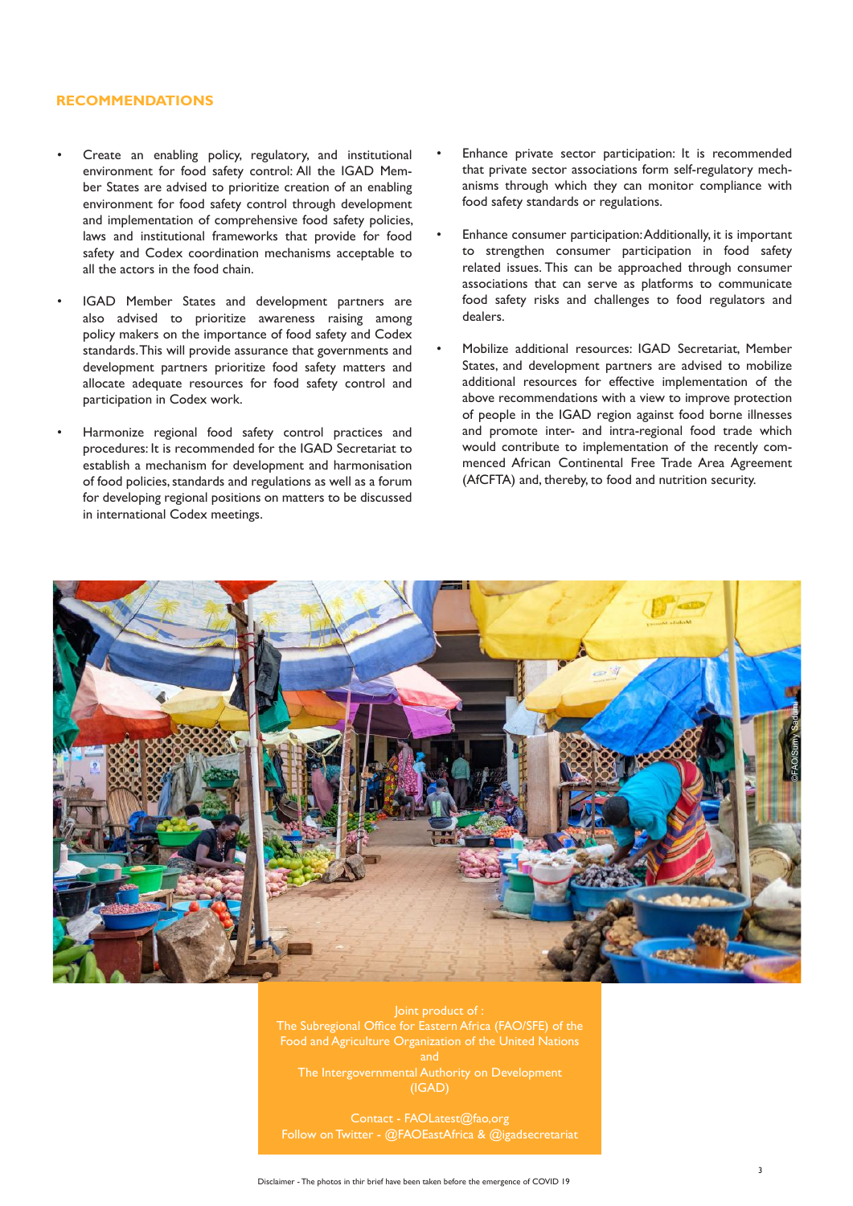## RECOMMENDATIONS

- Create an enabling policy, regulatory, and institutional environment for food safety control: All the IGAD Member States are advised to prioritize creation of an enabling environment for food safety control through development and implementation of comprehensive food safety policies, laws and institutional frameworks that provide for food safety and Codex coordination mechanisms acceptable to all the actors in the food chain.

- IGAD Member States and development partners are also advised to prioritize awareness raising among policy makers on the importance of food safety and Codex standards. This will provide assurance that governments and development partners prioritize food safety matters and allocate adequate resources for food safety control and participation in Codex work.

- Harmonize regional food safety control practices and procedures: It is recommended for the IGAD Secretariat to establish a mechanism for development and harmonisation of food policies, standards and regulations as well as a forum for developing regional positions on matters to be discussed in international Codex meetings.

- Enhance private sector participation: It is recommended that private sector associations form self-regulatory mechanisms through which they can monitor compliance with food safety standards or regulations.

- Enhance consumer participation: Additionally, it is important to strengthen consumer participation in food safety related issues. This can be approached through consumer associations that can serve as platforms to communicate food safety risks and challenges to food regulators and dealers.

- Mobilize additional resources: IGAD Secretariat, Member States, and development partners are advised to mobilize additional resources for effective implementation of the above recommendations with a view to improve protection of people in the IGAD region against food borne illnesses and promote inter- and intra-regional food trade which would contribute to implementation of the recently commenced African Continental Free Trade Area Agreement (AfCFTA) and, thereby, to food and nutrition security.

©FAO/Sumy Sadurni

Joint product of :
The Subregional Office for Eastern Africa (FAO/SFE) of the Food and Agriculture Organization of the United Nations
and
The Intergovernmental Authority on Development (IGAD)

Contact - FAOLatest@fao.org
Follow on Twitter - @FAOEastAfrica & @igadsecretariat

Disclaimer - The photos in thir brief have been taken before the emergence of COVID 19